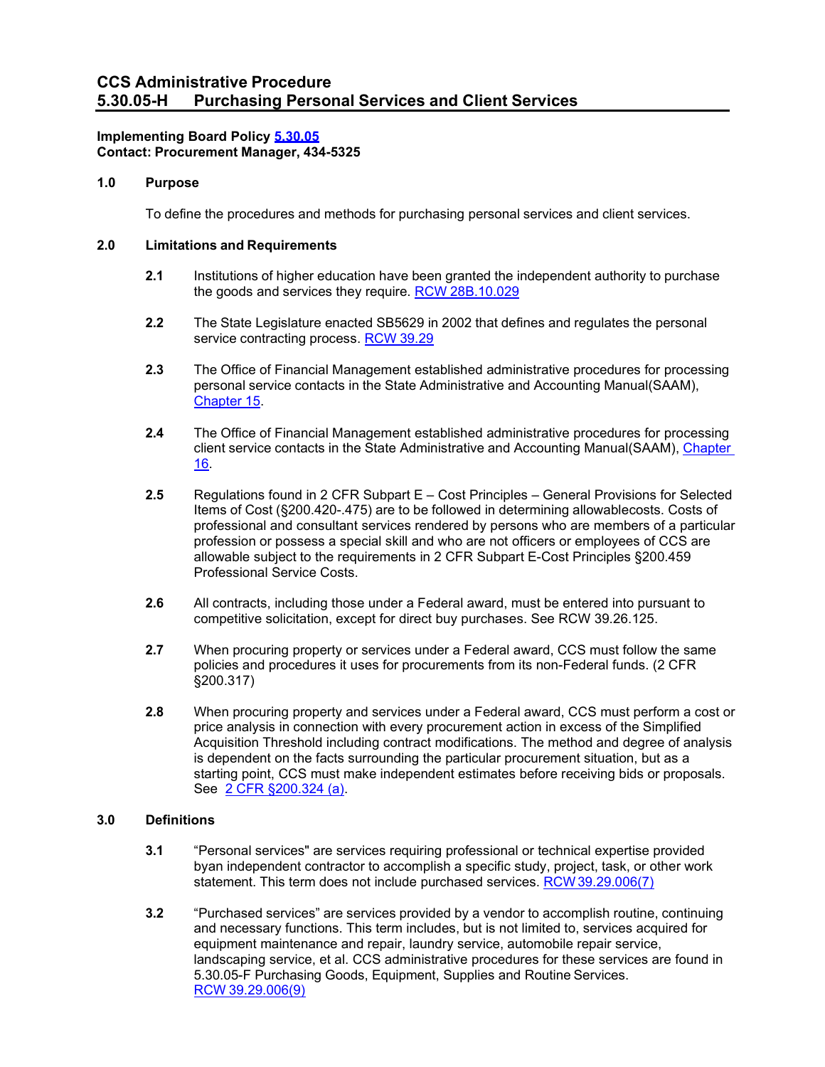# CCS Administrative Procedure
# 5.30.05-H Purchasing Personal Services and Client Services

**Implementing Board Policy 5.30.05**
**Contact: Procurement Manager, 434-5325**

## 1.0 Purpose

To define the procedures and methods for purchasing personal services and client services.

## 2.0 Limitations and Requirements

**2.1** Institutions of higher education have been granted the independent authority to purchase the goods and services they require. RCW 28B.10.029

**2.2** The State Legislature enacted SB5629 in 2002 that defines and regulates the personal service contracting process. RCW 39.29

**2.3** The Office of Financial Management established administrative procedures for processing personal service contacts in the State Administrative and Accounting Manual(SAAM), Chapter 15.

**2.4** The Office of Financial Management established administrative procedures for processing client service contacts in the State Administrative and Accounting Manual(SAAM), Chapter 16.

**2.5** Regulations found in 2 CFR Subpart E – Cost Principles – General Provisions for Selected Items of Cost (§200.420-.475) are to be followed in determining allowablecosts. Costs of professional and consultant services rendered by persons who are members of a particular profession or possess a special skill and who are not officers or employees of CCS are allowable subject to the requirements in 2 CFR Subpart E-Cost Principles §200.459 Professional Service Costs.

**2.6** All contracts, including those under a Federal award, must be entered into pursuant to competitive solicitation, except for direct buy purchases. See RCW 39.26.125.

**2.7** When procuring property or services under a Federal award, CCS must follow the same policies and procedures it uses for procurements from its non-Federal funds. (2 CFR §200.317)

**2.8** When procuring property and services under a Federal award, CCS must perform a cost or price analysis in connection with every procurement action in excess of the Simplified Acquisition Threshold including contract modifications. The method and degree of analysis is dependent on the facts surrounding the particular procurement situation, but as a starting point, CCS must make independent estimates before receiving bids or proposals. See 2 CFR §200.324 (a).

## 3.0 Definitions

**3.1** "Personal services" are services requiring professional or technical expertise provided byan independent contractor to accomplish a specific study, project, task, or other work statement. This term does not include purchased services. RCW 39.29.006(7)

**3.2** "Purchased services" are services provided by a vendor to accomplish routine, continuing and necessary functions. This term includes, but is not limited to, services acquired for equipment maintenance and repair, laundry service, automobile repair service, landscaping service, et al. CCS administrative procedures for these services are found in 5.30.05-F Purchasing Goods, Equipment, Supplies and Routine Services. RCW 39.29.006(9)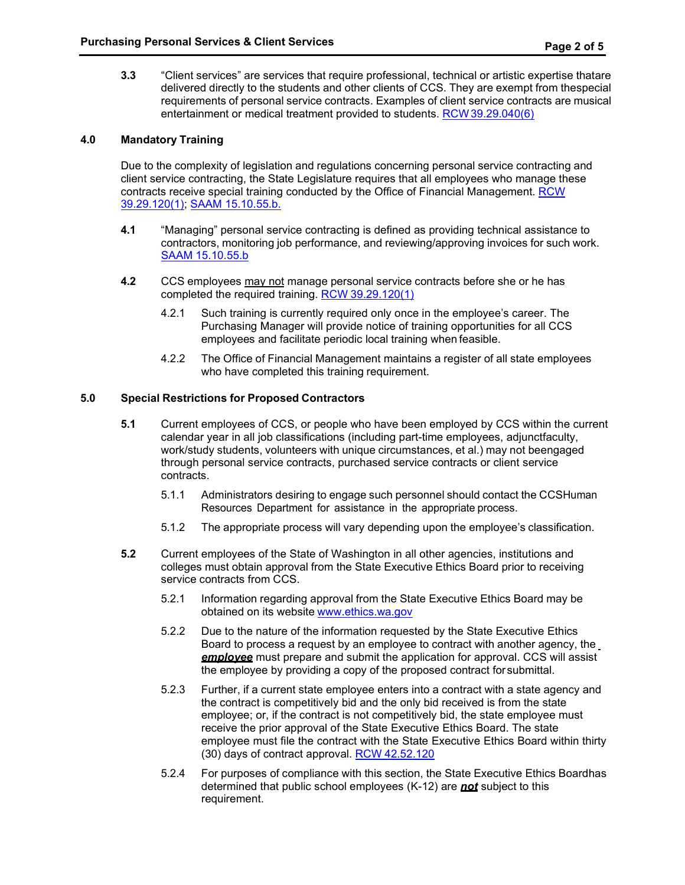**3.3** "Client services" are services that require professional, technical or artistic expertise thatare delivered directly to the students and other clients of CCS. They are exempt from thespecial requirements of personal service contracts. Examples of client service contracts are musical entertainment or medical treatment provided to students. RCW 39.29.040(6)

## 4.0 Mandatory Training

Due to the complexity of legislation and regulations concerning personal service contracting and client service contracting, the State Legislature requires that all employees who manage these contracts receive special training conducted by the Office of Financial Management. RCW 39.29.120(1); SAAM 15.10.55.b.

**4.1** "Managing" personal service contracting is defined as providing technical assistance to contractors, monitoring job performance, and reviewing/approving invoices for such work. SAAM 15.10.55.b

**4.2** CCS employees <u>may not</u> manage personal service contracts before she or he has completed the required training. RCW 39.29.120(1)

4.2.1 Such training is currently required only once in the employee's career. The Purchasing Manager will provide notice of training opportunities for all CCS employees and facilitate periodic local training when feasible.

4.2.2 The Office of Financial Management maintains a register of all state employees who have completed this training requirement.

## 5.0 Special Restrictions for Proposed Contractors

**5.1** Current employees of CCS, or people who have been employed by CCS within the current calendar year in all job classifications (including part-time employees, adjunctfaculty, work/study students, volunteers with unique circumstances, et al.) may not beengaged through personal service contracts, purchased service contracts or client service contracts.

5.1.1 Administrators desiring to engage such personnel should contact the CCSHuman Resources Department for assistance in the appropriate process.

5.1.2 The appropriate process will vary depending upon the employee's classification.

**5.2** Current employees of the State of Washington in all other agencies, institutions and colleges must obtain approval from the State Executive Ethics Board prior to receiving service contracts from CCS.

5.2.1 Information regarding approval from the State Executive Ethics Board may be obtained on its website www.ethics.wa.gov

5.2.2 Due to the nature of the information requested by the State Executive Ethics Board to process a request by an employee to contract with another agency, the ***employee*** must prepare and submit the application for approval. CCS will assist the employee by providing a copy of the proposed contract forsubmittal.

5.2.3 Further, if a current state employee enters into a contract with a state agency and the contract is competitively bid and the only bid received is from the state employee; or, if the contract is not competitively bid, the state employee must receive the prior approval of the State Executive Ethics Board. The state employee must file the contract with the State Executive Ethics Board within thirty (30) days of contract approval. RCW 42.52.120

5.2.4 For purposes of compliance with this section, the State Executive Ethics Boardhas determined that public school employees (K-12) are ***not*** subject to this requirement.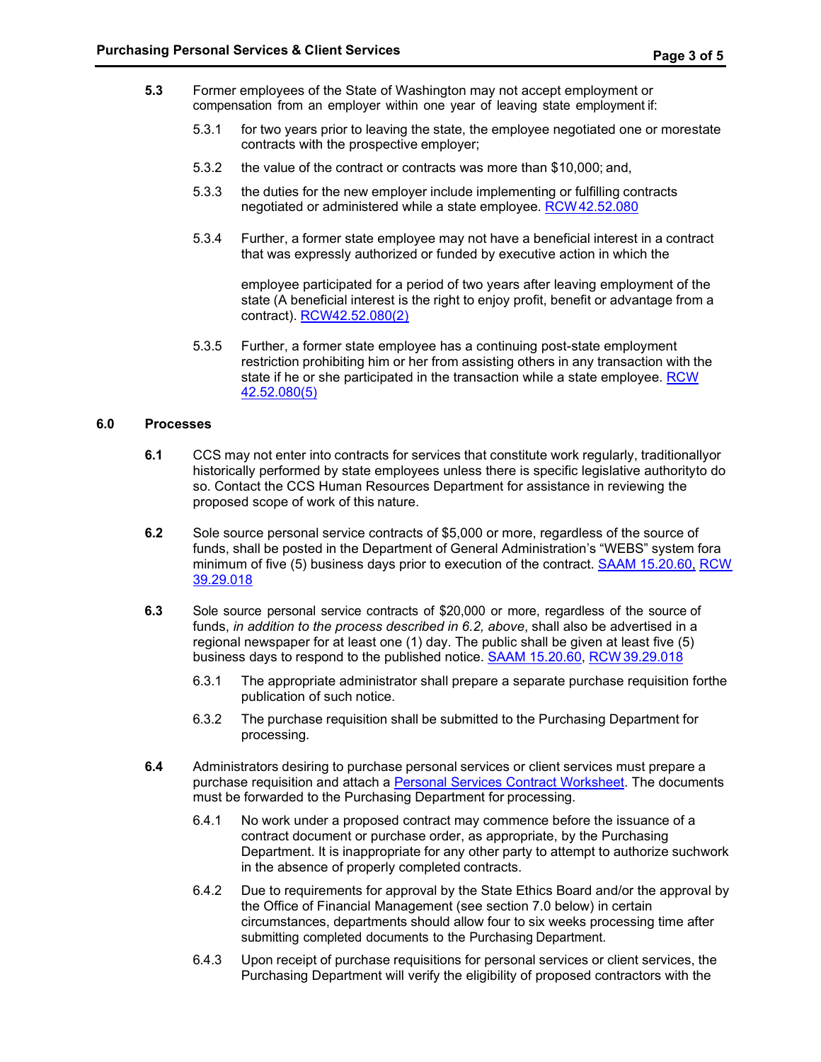**5.3** Former employees of the State of Washington may not accept employment or compensation from an employer within one year of leaving state employment if:

5.3.1 for two years prior to leaving the state, the employee negotiated one or morestate contracts with the prospective employer;

5.3.2 the value of the contract or contracts was more than $10,000; and,

5.3.3 the duties for the new employer include implementing or fulfilling contracts negotiated or administered while a state employee. [RCW 42.52.080]

5.3.4 Further, a former state employee may not have a beneficial interest in a contract that was expressly authorized or funded by executive action in which the employee participated for a period of two years after leaving employment of the state (A beneficial interest is the right to enjoy profit, benefit or advantage from a contract). [RCW42.52.080(2)]

5.3.5 Further, a former state employee has a continuing post-state employment restriction prohibiting him or her from assisting others in any transaction with the state if he or she participated in the transaction while a state employee. [RCW 42.52.080(5)]

## 6.0 Processes

**6.1** CCS may not enter into contracts for services that constitute work regularly, traditionallyor historically performed by state employees unless there is specific legislative authorityto do so. Contact the CCS Human Resources Department for assistance in reviewing the proposed scope of work of this nature.

**6.2** Sole source personal service contracts of $5,000 or more, regardless of the source of funds, shall be posted in the Department of General Administration's "WEBS" system fora minimum of five (5) business days prior to execution of the contract. [SAAM 15.20.60], [RCW 39.29.018]

**6.3** Sole source personal service contracts of $20,000 or more, regardless of the source of funds, *in addition to the process described in 6.2, above*, shall also be advertised in a regional newspaper for at least one (1) day. The public shall be given at least five (5) business days to respond to the published notice. [SAAM 15.20.60], [RCW 39.29.018]

6.3.1 The appropriate administrator shall prepare a separate purchase requisition forthe publication of such notice.

6.3.2 The purchase requisition shall be submitted to the Purchasing Department for processing.

**6.4** Administrators desiring to purchase personal services or client services must prepare a purchase requisition and attach a [Personal Services Contract Worksheet]. The documents must be forwarded to the Purchasing Department for processing.

6.4.1 No work under a proposed contract may commence before the issuance of a contract document or purchase order, as appropriate, by the Purchasing Department. It is inappropriate for any other party to attempt to authorize suchwork in the absence of properly completed contracts.

6.4.2 Due to requirements for approval by the State Ethics Board and/or the approval by the Office of Financial Management (see section 7.0 below) in certain circumstances, departments should allow four to six weeks processing time after submitting completed documents to the Purchasing Department.

6.4.3 Upon receipt of purchase requisitions for personal services or client services, the Purchasing Department will verify the eligibility of proposed contractors with the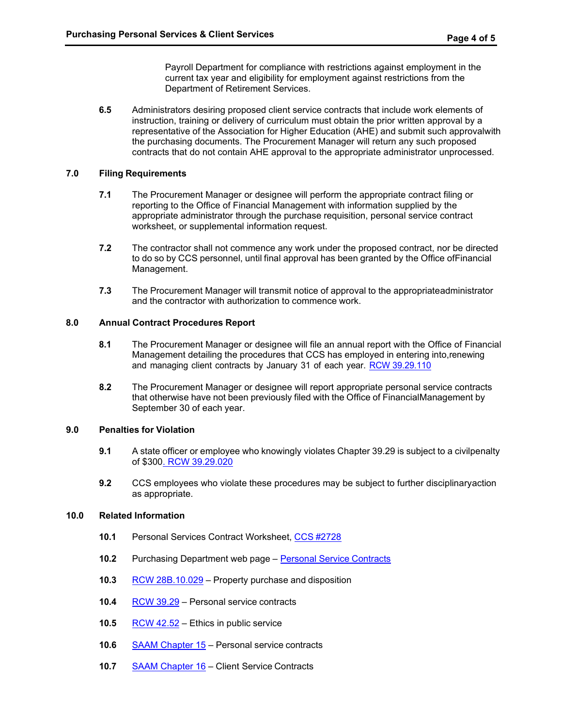Payroll Department for compliance with restrictions against employment in the current tax year and eligibility for employment against restrictions from the Department of Retirement Services.

**6.5** Administrators desiring proposed client service contracts that include work elements of instruction, training or delivery of curriculum must obtain the prior written approval by a representative of the Association for Higher Education (AHE) and submit such approvalwith the purchasing documents. The Procurement Manager will return any such proposed contracts that do not contain AHE approval to the appropriate administrator unprocessed.

## 7.0 Filing Requirements

**7.1** The Procurement Manager or designee will perform the appropriate contract filing or reporting to the Office of Financial Management with information supplied by the appropriate administrator through the purchase requisition, personal service contract worksheet, or supplemental information request.

**7.2** The contractor shall not commence any work under the proposed contract, nor be directed to do so by CCS personnel, until final approval has been granted by the Office ofFinancial Management.

**7.3** The Procurement Manager will transmit notice of approval to the appropriateadministrator and the contractor with authorization to commence work.

## 8.0 Annual Contract Procedures Report

**8.1** The Procurement Manager or designee will file an annual report with the Office of Financial Management detailing the procedures that CCS has employed in entering into,renewing and managing client contracts by January 31 of each year. RCW 39.29.110

**8.2** The Procurement Manager or designee will report appropriate personal service contracts that otherwise have not been previously filed with the Office of FinancialManagement by September 30 of each year.

## 9.0 Penalties for Violation

**9.1** A state officer or employee who knowingly violates Chapter 39.29 is subject to a civilpenalty of $300. RCW 39.29.020

**9.2** CCS employees who violate these procedures may be subject to further disciplinaryaction as appropriate.

## 10.0 Related Information

**10.1** Personal Services Contract Worksheet, CCS #2728

**10.2** Purchasing Department web page – Personal Service Contracts

**10.3** RCW 28B.10.029 – Property purchase and disposition

**10.4** RCW 39.29 – Personal service contracts

**10.5** RCW 42.52 – Ethics in public service

**10.6** SAAM Chapter 15 – Personal service contracts

**10.7** SAAM Chapter 16 – Client Service Contracts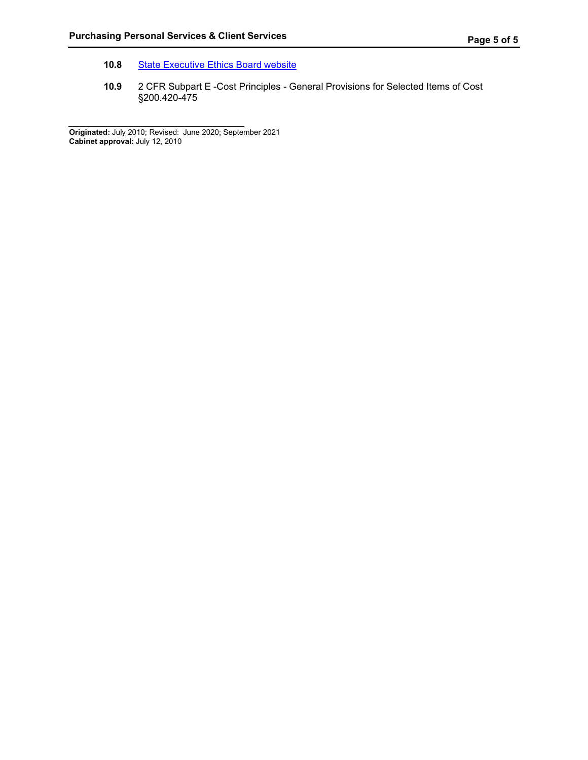**10.8** [State Executive Ethics Board website]

**10.9** 2 CFR Subpart E -Cost Principles - General Provisions for Selected Items of Cost §200.420-475

---

**Originated:** July 2010; Revised: June 2020; September 2021
**Cabinet approval:** July 12, 2010